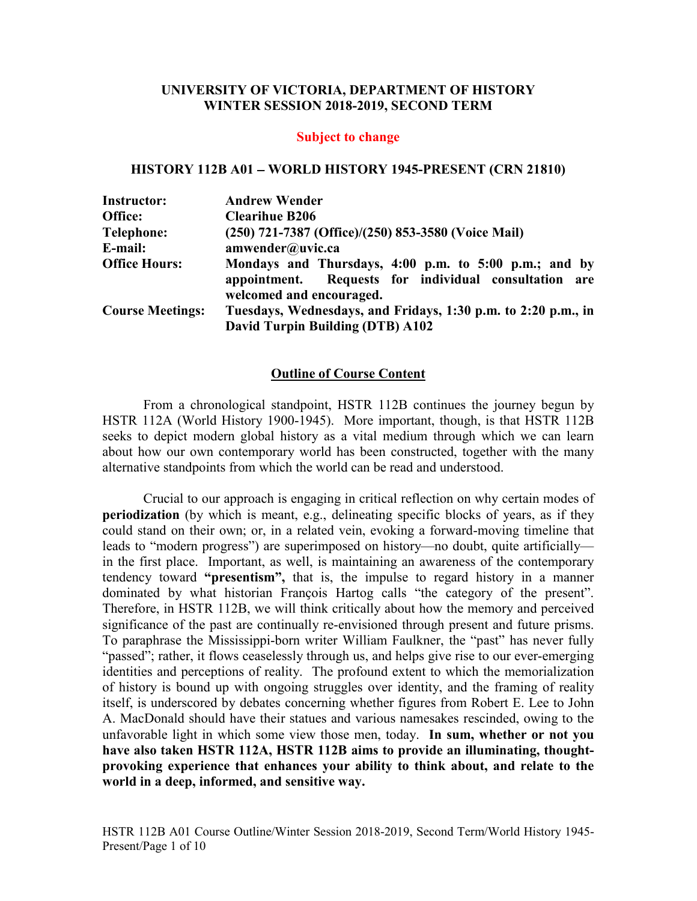**UNIVERSITY OF VICTORIA, DEPARTMENT OF HISTORY**
**WINTER SESSION 2018-2019, SECOND TERM**

**Subject to change**

# HISTORY 112B A01 – WORLD HISTORY 1945-PRESENT (CRN 21810)

| | |
|---|---|
| **Instructor:** | **Andrew Wender** |
| **Office:** | **Clearihue B206** |
| **Telephone:** | **(250) 721-7387 (Office)/(250) 853-3580 (Voice Mail)** |
| **E-mail:** | **amwender@uvic.ca** |
| **Office Hours:** | **Mondays and Thursdays, 4:00 p.m. to 5:00 p.m.; and by appointment. Requests for individual consultation are welcomed and encouraged.** |
| **Course Meetings:** | **Tuesdays, Wednesdays, and Fridays, 1:30 p.m. to 2:20 p.m., in David Turpin Building (DTB) A102** |

## Outline of Course Content

From a chronological standpoint, HSTR 112B continues the journey begun by HSTR 112A (World History 1900-1945). More important, though, is that HSTR 112B seeks to depict modern global history as a vital medium through which we can learn about how our own contemporary world has been constructed, together with the many alternative standpoints from which the world can be read and understood.

Crucial to our approach is engaging in critical reflection on why certain modes of **periodization** (by which is meant, e.g., delineating specific blocks of years, as if they could stand on their own; or, in a related vein, evoking a forward-moving timeline that leads to "modern progress") are superimposed on history—no doubt, quite artificially—in the first place. Important, as well, is maintaining an awareness of the contemporary tendency toward **"presentism",** that is, the impulse to regard history in a manner dominated by what historian François Hartog calls "the category of the present". Therefore, in HSTR 112B, we will think critically about how the memory and perceived significance of the past are continually re-envisioned through present and future prisms. To paraphrase the Mississippi-born writer William Faulkner, the "past" has never fully "passed"; rather, it flows ceaselessly through us, and helps give rise to our ever-emerging identities and perceptions of reality. The profound extent to which the memorialization of history is bound up with ongoing struggles over identity, and the framing of reality itself, is underscored by debates concerning whether figures from Robert E. Lee to John A. MacDonald should have their statues and various namesakes rescinded, owing to the unfavorable light in which some view those men, today. **In sum, whether or not you have also taken HSTR 112A, HSTR 112B aims to provide an illuminating, thought-provoking experience that enhances your ability to think about, and relate to the world in a deep, informed, and sensitive way.**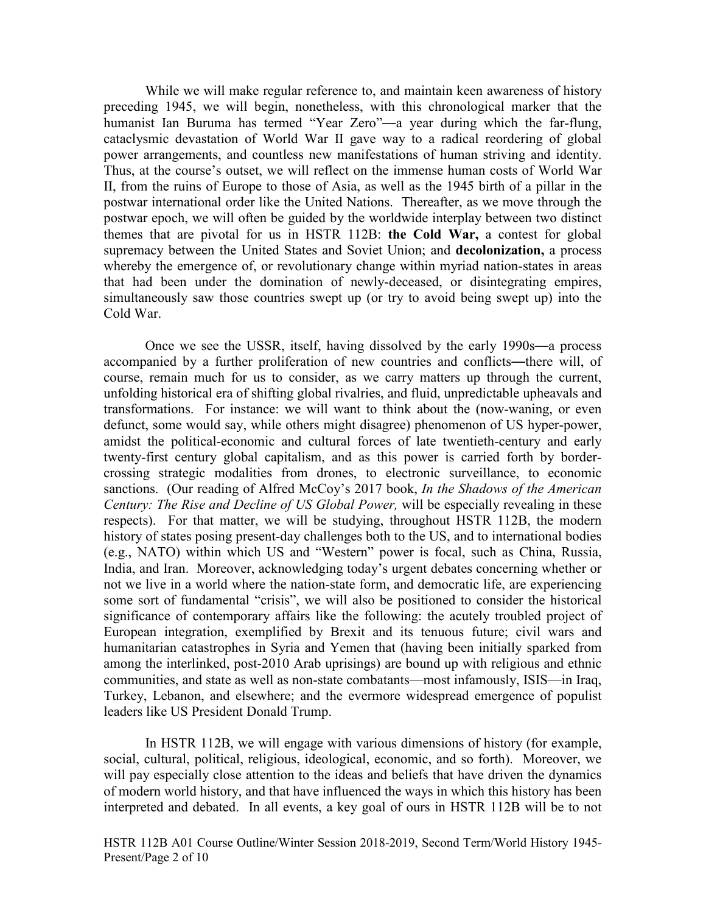While we will make regular reference to, and maintain keen awareness of history preceding 1945, we will begin, nonetheless, with this chronological marker that the humanist Ian Buruma has termed "Year Zero"—a year during which the far-flung, cataclysmic devastation of World War II gave way to a radical reordering of global power arrangements, and countless new manifestations of human striving and identity. Thus, at the course's outset, we will reflect on the immense human costs of World War II, from the ruins of Europe to those of Asia, as well as the 1945 birth of a pillar in the postwar international order like the United Nations. Thereafter, as we move through the postwar epoch, we will often be guided by the worldwide interplay between two distinct themes that are pivotal for us in HSTR 112B: **the Cold War,** a contest for global supremacy between the United States and Soviet Union; and **decolonization,** a process whereby the emergence of, or revolutionary change within myriad nation-states in areas that had been under the domination of newly-deceased, or disintegrating empires, simultaneously saw those countries swept up (or try to avoid being swept up) into the Cold War.

Once we see the USSR, itself, having dissolved by the early 1990s—a process accompanied by a further proliferation of new countries and conflicts—there will, of course, remain much for us to consider, as we carry matters up through the current, unfolding historical era of shifting global rivalries, and fluid, unpredictable upheavals and transformations. For instance: we will want to think about the (now-waning, or even defunct, some would say, while others might disagree) phenomenon of US hyper-power, amidst the political-economic and cultural forces of late twentieth-century and early twenty-first century global capitalism, and as this power is carried forth by border-crossing strategic modalities from drones, to electronic surveillance, to economic sanctions. (Our reading of Alfred McCoy's 2017 book, *In the Shadows of the American Century: The Rise and Decline of US Global Power,* will be especially revealing in these respects). For that matter, we will be studying, throughout HSTR 112B, the modern history of states posing present-day challenges both to the US, and to international bodies (e.g., NATO) within which US and "Western" power is focal, such as China, Russia, India, and Iran. Moreover, acknowledging today's urgent debates concerning whether or not we live in a world where the nation-state form, and democratic life, are experiencing some sort of fundamental "crisis", we will also be positioned to consider the historical significance of contemporary affairs like the following: the acutely troubled project of European integration, exemplified by Brexit and its tenuous future; civil wars and humanitarian catastrophes in Syria and Yemen that (having been initially sparked from among the interlinked, post-2010 Arab uprisings) are bound up with religious and ethnic communities, and state as well as non-state combatants—most infamously, ISIS—in Iraq, Turkey, Lebanon, and elsewhere; and the evermore widespread emergence of populist leaders like US President Donald Trump.

In HSTR 112B, we will engage with various dimensions of history (for example, social, cultural, political, religious, ideological, economic, and so forth). Moreover, we will pay especially close attention to the ideas and beliefs that have driven the dynamics of modern world history, and that have influenced the ways in which this history has been interpreted and debated. In all events, a key goal of ours in HSTR 112B will be to not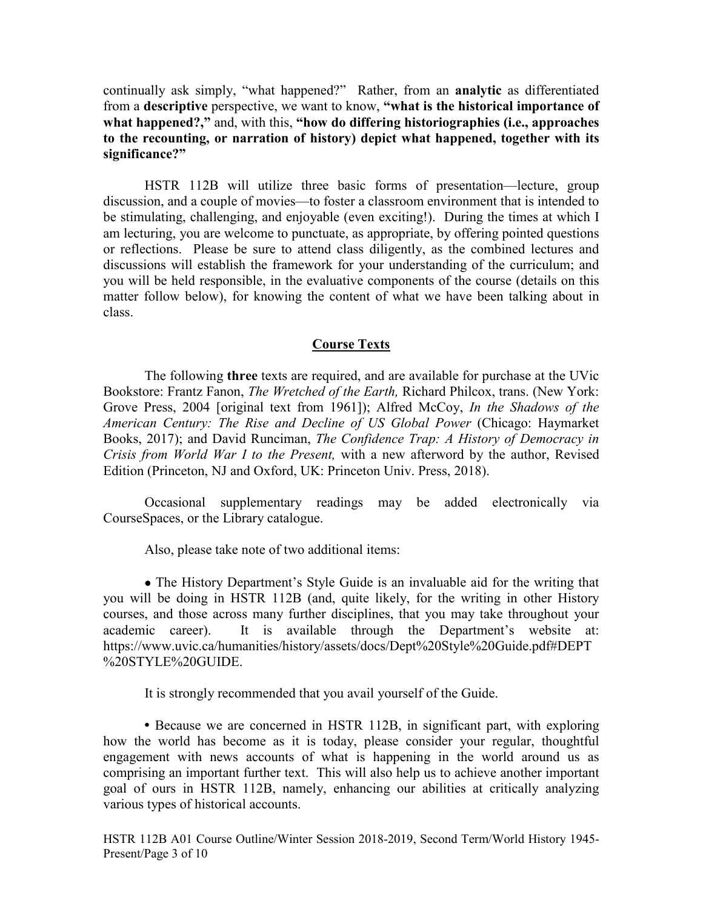continually ask simply, "what happened?" Rather, from an **analytic** as differentiated from a **descriptive** perspective, we want to know, **"what is the historical importance of what happened?,"** and, with this, **"how do differing historiographies (i.e., approaches to the recounting, or narration of history) depict what happened, together with its significance?"**

HSTR 112B will utilize three basic forms of presentation—lecture, group discussion, and a couple of movies—to foster a classroom environment that is intended to be stimulating, challenging, and enjoyable (even exciting!). During the times at which I am lecturing, you are welcome to punctuate, as appropriate, by offering pointed questions or reflections. Please be sure to attend class diligently, as the combined lectures and discussions will establish the framework for your understanding of the curriculum; and you will be held responsible, in the evaluative components of the course (details on this matter follow below), for knowing the content of what we have been talking about in class.

## Course Texts

The following **three** texts are required, and are available for purchase at the UVic Bookstore: Frantz Fanon, *The Wretched of the Earth,* Richard Philcox, trans. (New York: Grove Press, 2004 [original text from 1961]); Alfred McCoy, *In the Shadows of the American Century: The Rise and Decline of US Global Power* (Chicago: Haymarket Books, 2017); and David Runciman, *The Confidence Trap: A History of Democracy in Crisis from World War I to the Present,* with a new afterword by the author, Revised Edition (Princeton, NJ and Oxford, UK: Princeton Univ. Press, 2018).

Occasional supplementary readings may be added electronically via CourseSpaces, or the Library catalogue.

Also, please take note of two additional items:

- The History Department's Style Guide is an invaluable aid for the writing that you will be doing in HSTR 112B (and, quite likely, for the writing in other History courses, and those across many further disciplines, that you may take throughout your academic career). It is available through the Department's website at: https://www.uvic.ca/humanities/history/assets/docs/Dept%20Style%20Guide.pdf#DEPT%20STYLE%20GUIDE.

It is strongly recommended that you avail yourself of the Guide.

- Because we are concerned in HSTR 112B, in significant part, with exploring how the world has become as it is today, please consider your regular, thoughtful engagement with news accounts of what is happening in the world around us as comprising an important further text. This will also help us to achieve another important goal of ours in HSTR 112B, namely, enhancing our abilities at critically analyzing various types of historical accounts.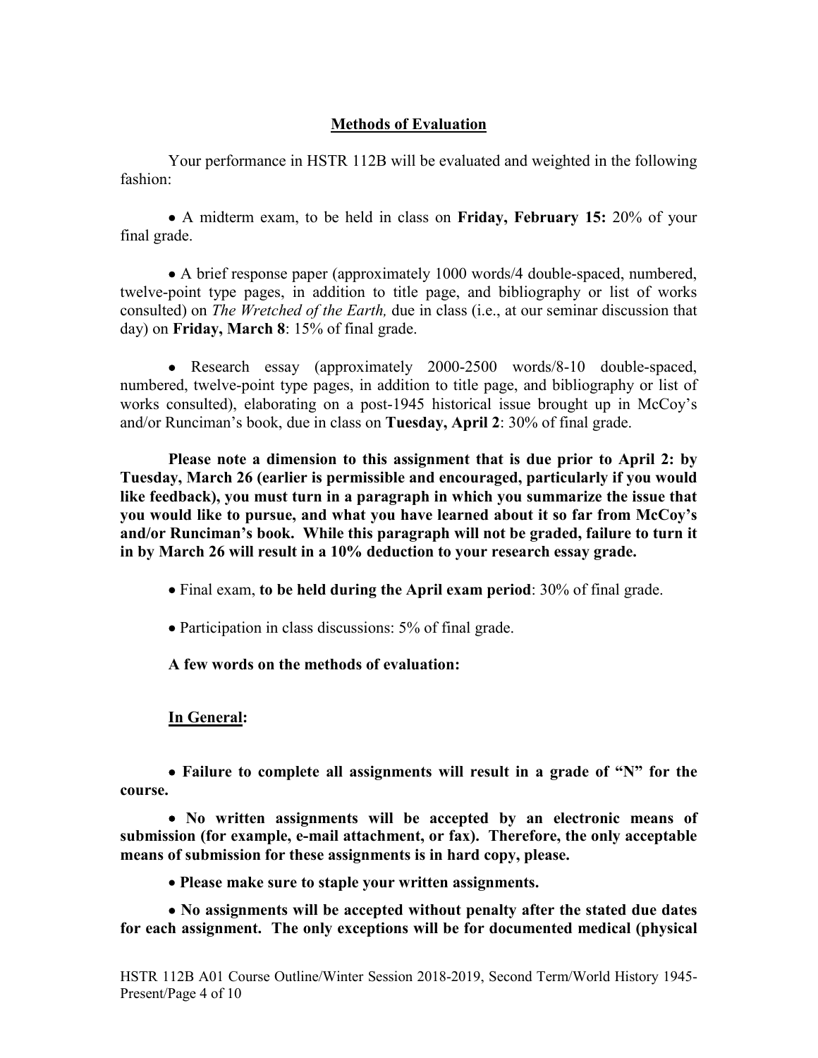## Methods of Evaluation

Your performance in HSTR 112B will be evaluated and weighted in the following fashion:

- A midterm exam, to be held in class on **Friday, February 15:** 20% of your final grade.

- A brief response paper (approximately 1000 words/4 double-spaced, numbered, twelve-point type pages, in addition to title page, and bibliography or list of works consulted) on *The Wretched of the Earth,* due in class (i.e., at our seminar discussion that day) on **Friday, March 8**: 15% of final grade.

- Research essay (approximately 2000-2500 words/8-10 double-spaced, numbered, twelve-point type pages, in addition to title page, and bibliography or list of works consulted), elaborating on a post-1945 historical issue brought up in McCoy's and/or Runciman's book, due in class on **Tuesday, April 2**: 30% of final grade.

  **Please note a dimension to this assignment that is due prior to April 2: by Tuesday, March 26 (earlier is permissible and encouraged, particularly if you would like feedback), you must turn in a paragraph in which you summarize the issue that you would like to pursue, and what you have learned about it so far from McCoy's and/or Runciman's book. While this paragraph will not be graded, failure to turn it in by March 26 will result in a 10% deduction to your research essay grade.**

- Final exam, **to be held during the April exam period**: 30% of final grade.

- Participation in class discussions: 5% of final grade.

**A few words on the methods of evaluation:**

### In General:

- **Failure to complete all assignments will result in a grade of "N" for the course.**

- **No written assignments will be accepted by an electronic means of submission (for example, e-mail attachment, or fax). Therefore, the only acceptable means of submission for these assignments is in hard copy, please.**

- **Please make sure to staple your written assignments.**

- **No assignments will be accepted without penalty after the stated due dates for each assignment. The only exceptions will be for documented medical (physical**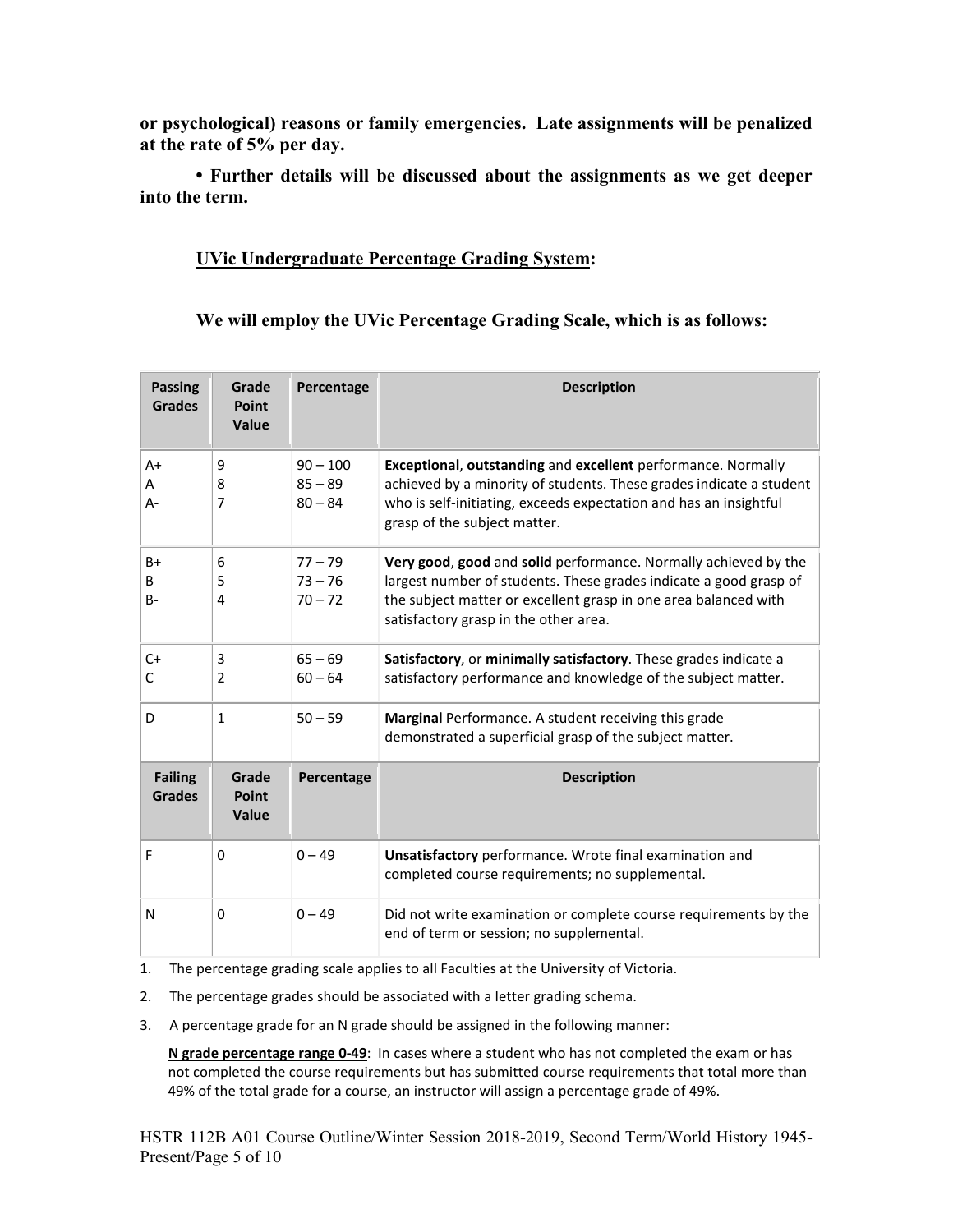**or psychological) reasons or family emergencies. Late assignments will be penalized at the rate of 5% per day.**

**• Further details will be discussed about the assignments as we get deeper into the term.**

## UVic Undergraduate Percentage Grading System:

**We will employ the UVic Percentage Grading Scale, which is as follows:**

| Passing Grades | Grade Point Value | Percentage | Description |
|---|---|---|---|
| A+<br>A<br>A- | 9<br>8<br>7 | 90 – 100<br>85 – 89<br>80 – 84 | **Exceptional**, **outstanding** and **excellent** performance. Normally achieved by a minority of students. These grades indicate a student who is self-initiating, exceeds expectation and has an insightful grasp of the subject matter. |
| B+<br>B<br>B- | 6<br>5<br>4 | 77 – 79<br>73 – 76<br>70 – 72 | **Very good**, **good** and **solid** performance. Normally achieved by the largest number of students. These grades indicate a good grasp of the subject matter or excellent grasp in one area balanced with satisfactory grasp in the other area. |
| C+<br>C | 3<br>2 | 65 – 69<br>60 – 64 | **Satisfactory**, or **minimally satisfactory**. These grades indicate a satisfactory performance and knowledge of the subject matter. |
| D | 1 | 50 – 59 | **Marginal** Performance. A student receiving this grade demonstrated a superficial grasp of the subject matter. |
| **Failing Grades** | **Grade Point Value** | **Percentage** | **Description** |
| F | 0 | 0 – 49 | **Unsatisfactory** performance. Wrote final examination and completed course requirements; no supplemental. |
| N | 0 | 0 – 49 | Did not write examination or complete course requirements by the end of term or session; no supplemental. |

1. The percentage grading scale applies to all Faculties at the University of Victoria.
2. The percentage grades should be associated with a letter grading schema.
3. A percentage grade for an N grade should be assigned in the following manner:

   **N grade percentage range 0-49**: In cases where a student who has not completed the exam or has not completed the course requirements but has submitted course requirements that total more than 49% of the total grade for a course, an instructor will assign a percentage grade of 49%.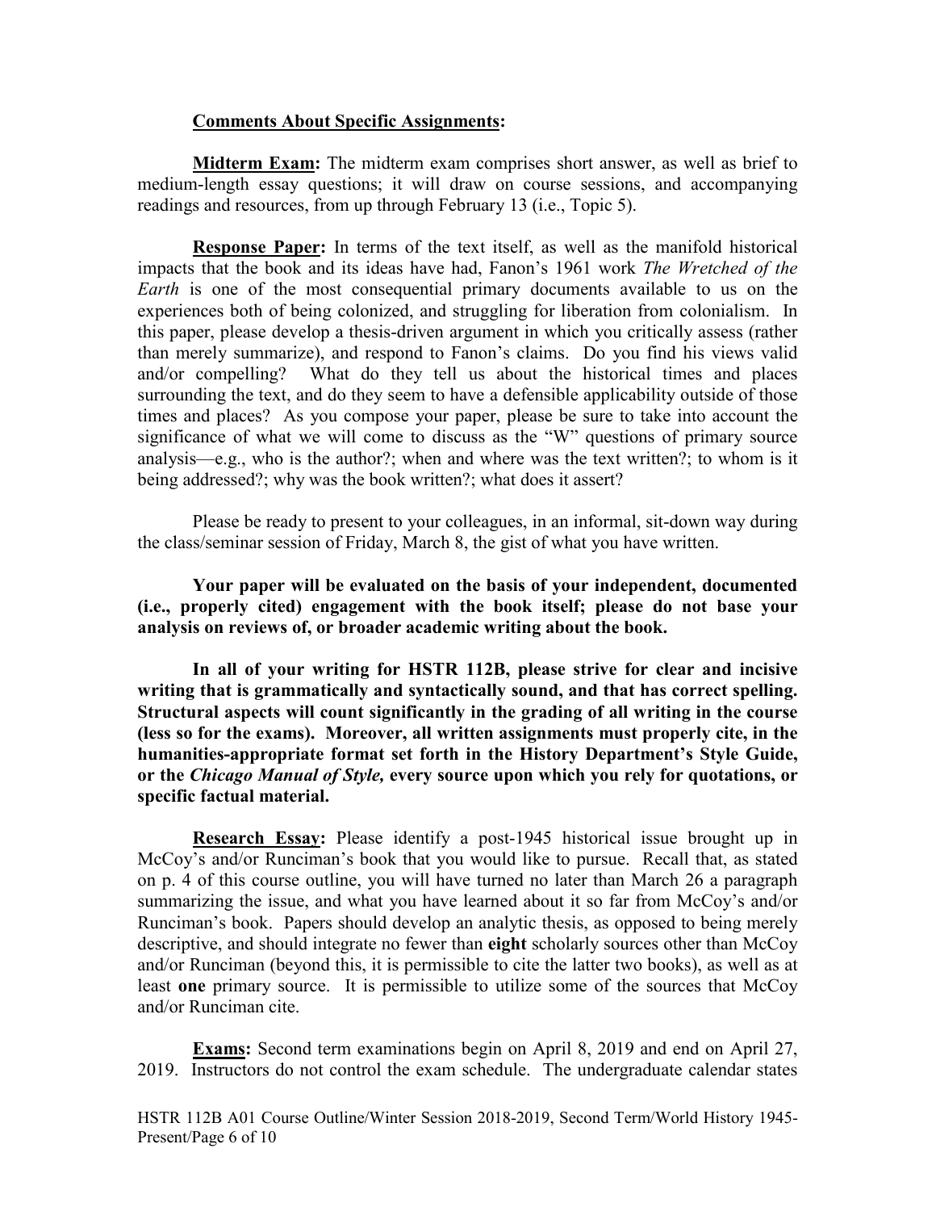**Comments About Specific Assignments:**

**Midterm Exam:** The midterm exam comprises short answer, as well as brief to medium-length essay questions; it will draw on course sessions, and accompanying readings and resources, from up through February 13 (i.e., Topic 5).

**Response Paper:** In terms of the text itself, as well as the manifold historical impacts that the book and its ideas have had, Fanon's 1961 work *The Wretched of the Earth* is one of the most consequential primary documents available to us on the experiences both of being colonized, and struggling for liberation from colonialism. In this paper, please develop a thesis-driven argument in which you critically assess (rather than merely summarize), and respond to Fanon's claims. Do you find his views valid and/or compelling? What do they tell us about the historical times and places surrounding the text, and do they seem to have a defensible applicability outside of those times and places? As you compose your paper, please be sure to take into account the significance of what we will come to discuss as the "W" questions of primary source analysis—e.g., who is the author?; when and where was the text written?; to whom is it being addressed?; why was the book written?; what does it assert?

Please be ready to present to your colleagues, in an informal, sit-down way during the class/seminar session of Friday, March 8, the gist of what you have written.

**Your paper will be evaluated on the basis of your independent, documented (i.e., properly cited) engagement with the book itself; please do not base your analysis on reviews of, or broader academic writing about the book.**

**In all of your writing for HSTR 112B, please strive for clear and incisive writing that is grammatically and syntactically sound, and that has correct spelling. Structural aspects will count significantly in the grading of all writing in the course (less so for the exams). Moreover, all written assignments must properly cite, in the humanities-appropriate format set forth in the History Department's Style Guide, or the *Chicago Manual of Style,* every source upon which you rely for quotations, or specific factual material.**

**Research Essay:** Please identify a post-1945 historical issue brought up in McCoy's and/or Runciman's book that you would like to pursue. Recall that, as stated on p. 4 of this course outline, you will have turned no later than March 26 a paragraph summarizing the issue, and what you have learned about it so far from McCoy's and/or Runciman's book. Papers should develop an analytic thesis, as opposed to being merely descriptive, and should integrate no fewer than **eight** scholarly sources other than McCoy and/or Runciman (beyond this, it is permissible to cite the latter two books), as well as at least **one** primary source. It is permissible to utilize some of the sources that McCoy and/or Runciman cite.

**Exams:** Second term examinations begin on April 8, 2019 and end on April 27, 2019. Instructors do not control the exam schedule. The undergraduate calendar states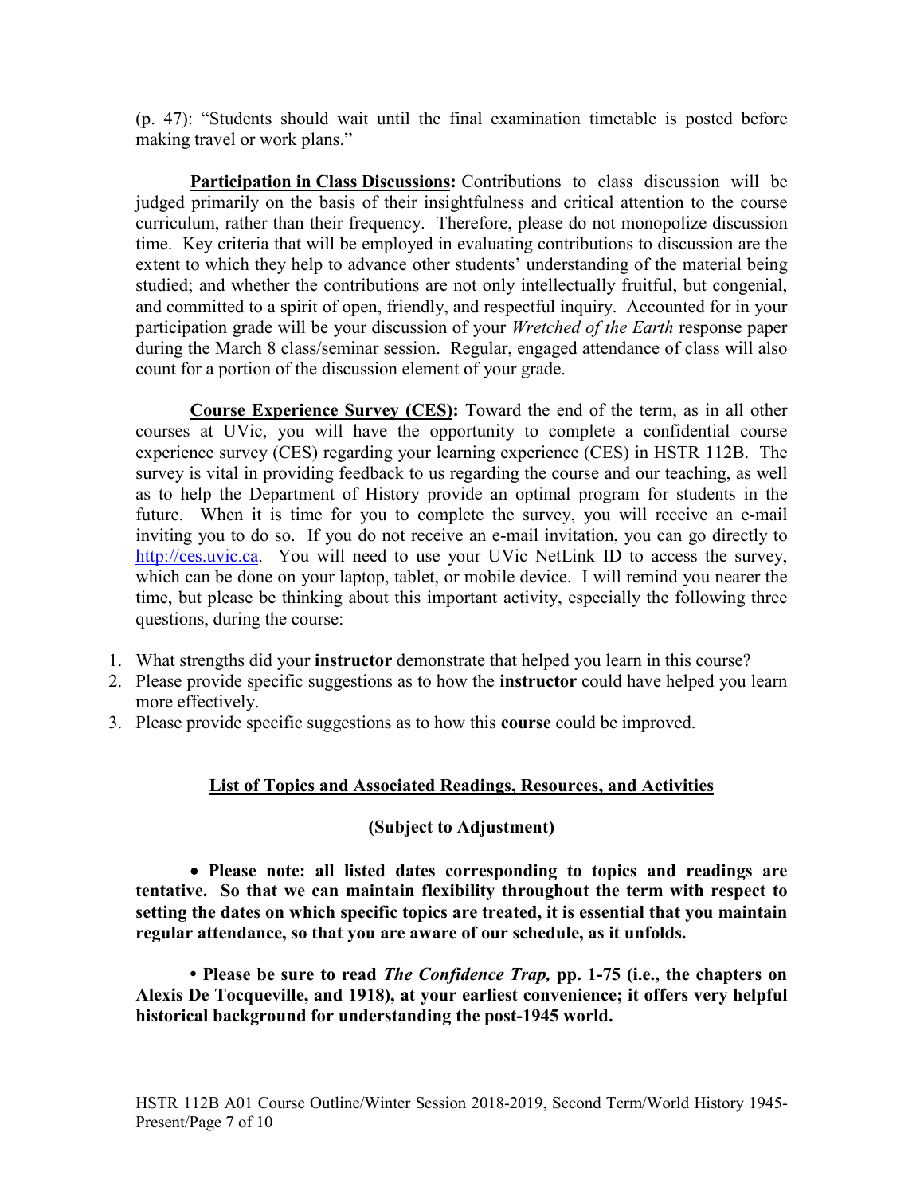(p. 47): "Students should wait until the final examination timetable is posted before making travel or work plans."

**Participation in Class Discussions:** Contributions to class discussion will be judged primarily on the basis of their insightfulness and critical attention to the course curriculum, rather than their frequency. Therefore, please do not monopolize discussion time. Key criteria that will be employed in evaluating contributions to discussion are the extent to which they help to advance other students' understanding of the material being studied; and whether the contributions are not only intellectually fruitful, but congenial, and committed to a spirit of open, friendly, and respectful inquiry. Accounted for in your participation grade will be your discussion of your *Wretched of the Earth* response paper during the March 8 class/seminar session. Regular, engaged attendance of class will also count for a portion of the discussion element of your grade.

**Course Experience Survey (CES):** Toward the end of the term, as in all other courses at UVic, you will have the opportunity to complete a confidential course experience survey (CES) regarding your learning experience (CES) in HSTR 112B. The survey is vital in providing feedback to us regarding the course and our teaching, as well as to help the Department of History provide an optimal program for students in the future. When it is time for you to complete the survey, you will receive an e-mail inviting you to do so. If you do not receive an e-mail invitation, you can go directly to http://ces.uvic.ca. You will need to use your UVic NetLink ID to access the survey, which can be done on your laptop, tablet, or mobile device. I will remind you nearer the time, but please be thinking about this important activity, especially the following three questions, during the course:

1. What strengths did your **instructor** demonstrate that helped you learn in this course?
2. Please provide specific suggestions as to how the **instructor** could have helped you learn more effectively.
3. Please provide specific suggestions as to how this **course** could be improved.

## List of Topics and Associated Readings, Resources, and Activities

**(Subject to Adjustment)**

- **Please note: all listed dates corresponding to topics and readings are tentative. So that we can maintain flexibility throughout the term with respect to setting the dates on which specific topics are treated, it is essential that you maintain regular attendance, so that you are aware of our schedule, as it unfolds.**

- **Please be sure to read *The Confidence Trap,* pp. 1-75 (i.e., the chapters on Alexis De Tocqueville, and 1918), at your earliest convenience; it offers very helpful historical background for understanding the post-1945 world.**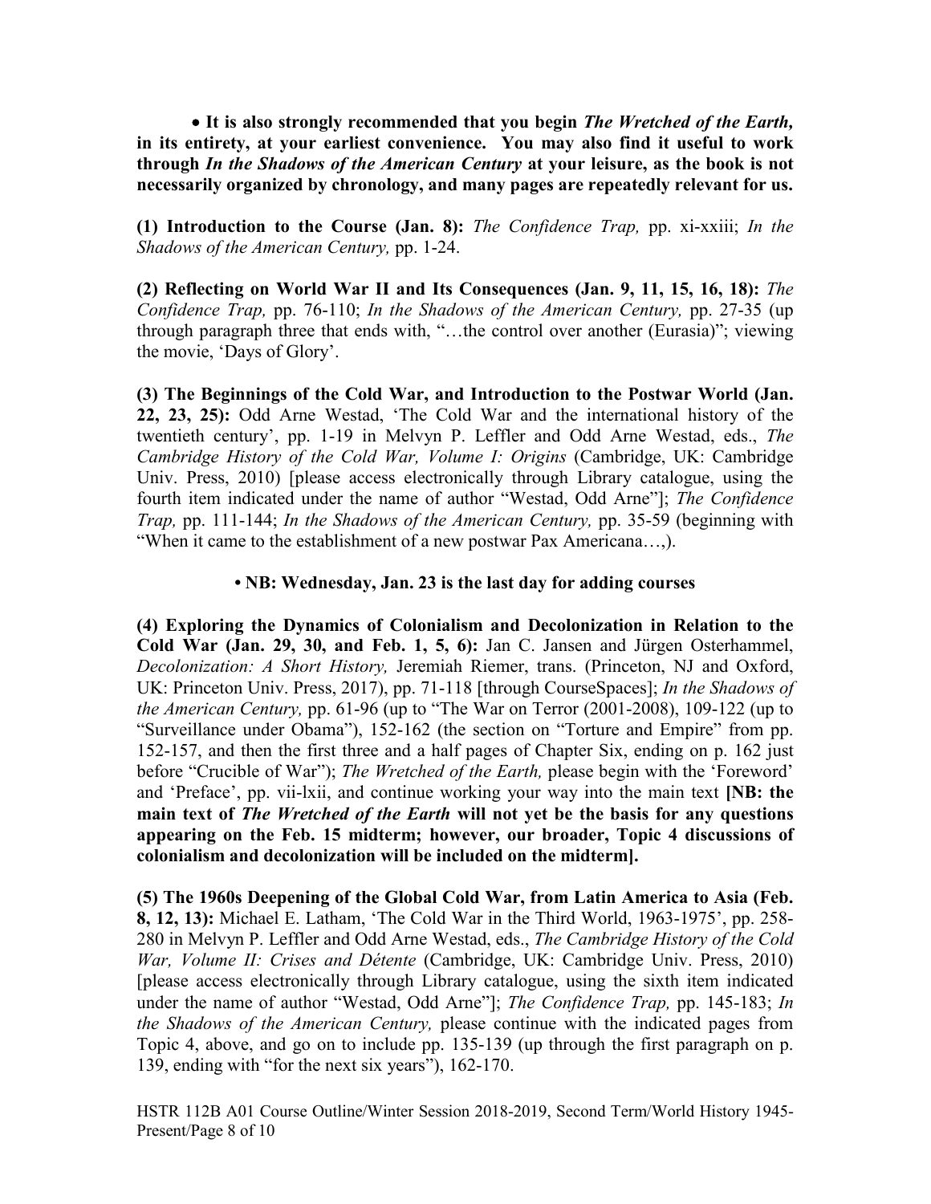• **It is also strongly recommended that you begin *The Wretched of the Earth,* in its entirety, at your earliest convenience. You may also find it useful to work through *In the Shadows of the American Century* at your leisure, as the book is not necessarily organized by chronology, and many pages are repeatedly relevant for us.**

**(1) Introduction to the Course (Jan. 8):** *The Confidence Trap,* pp. xi-xxiii; *In the Shadows of the American Century,* pp. 1-24.

**(2) Reflecting on World War II and Its Consequences (Jan. 9, 11, 15, 16, 18):** *The Confidence Trap,* pp. 76-110; *In the Shadows of the American Century,* pp. 27-35 (up through paragraph three that ends with, "…the control over another (Eurasia)"; viewing the movie, 'Days of Glory'.

**(3) The Beginnings of the Cold War, and Introduction to the Postwar World (Jan. 22, 23, 25):** Odd Arne Westad, 'The Cold War and the international history of the twentieth century', pp. 1-19 in Melvyn P. Leffler and Odd Arne Westad, eds., *The Cambridge History of the Cold War, Volume I: Origins* (Cambridge, UK: Cambridge Univ. Press, 2010) [please access electronically through Library catalogue, using the fourth item indicated under the name of author "Westad, Odd Arne"]; *The Confidence Trap,* pp. 111-144; *In the Shadows of the American Century,* pp. 35-59 (beginning with "When it came to the establishment of a new postwar Pax Americana…,).

**• NB: Wednesday, Jan. 23 is the last day for adding courses**

**(4) Exploring the Dynamics of Colonialism and Decolonization in Relation to the Cold War (Jan. 29, 30, and Feb. 1, 5, 6):** Jan C. Jansen and Jürgen Osterhammel, *Decolonization: A Short History,* Jeremiah Riemer, trans. (Princeton, NJ and Oxford, UK: Princeton Univ. Press, 2017), pp. 71-118 [through CourseSpaces]; *In the Shadows of the American Century,* pp. 61-96 (up to "The War on Terror (2001-2008), 109-122 (up to "Surveillance under Obama"), 152-162 (the section on "Torture and Empire" from pp. 152-157, and then the first three and a half pages of Chapter Six, ending on p. 162 just before "Crucible of War"); *The Wretched of the Earth,* please begin with the 'Foreword' and 'Preface', pp. vii-lxii, and continue working your way into the main text **[NB: the main text of *The Wretched of the Earth* will not yet be the basis for any questions appearing on the Feb. 15 midterm; however, our broader, Topic 4 discussions of colonialism and decolonization will be included on the midterm].**

**(5) The 1960s Deepening of the Global Cold War, from Latin America to Asia (Feb. 8, 12, 13):** Michael E. Latham, 'The Cold War in the Third World, 1963-1975', pp. 258-280 in Melvyn P. Leffler and Odd Arne Westad, eds., *The Cambridge History of the Cold War, Volume II: Crises and Détente* (Cambridge, UK: Cambridge Univ. Press, 2010) [please access electronically through Library catalogue, using the sixth item indicated under the name of author "Westad, Odd Arne"]; *The Confidence Trap,* pp. 145-183; *In the Shadows of the American Century,* please continue with the indicated pages from Topic 4, above, and go on to include pp. 135-139 (up through the first paragraph on p. 139, ending with "for the next six years"), 162-170.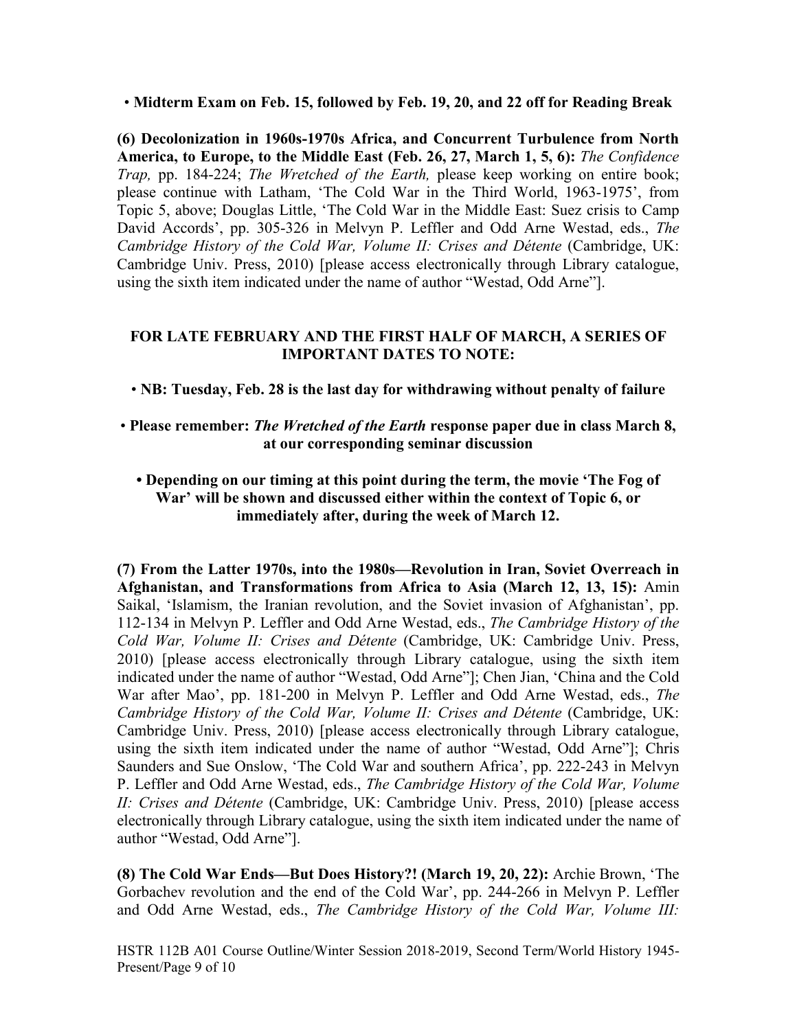• **Midterm Exam on Feb. 15, followed by Feb. 19, 20, and 22 off for Reading Break**

**(6) Decolonization in 1960s-1970s Africa, and Concurrent Turbulence from North America, to Europe, to the Middle East (Feb. 26, 27, March 1, 5, 6):** *The Confidence Trap,* pp. 184-224; *The Wretched of the Earth,* please keep working on entire book; please continue with Latham, 'The Cold War in the Third World, 1963-1975', from Topic 5, above; Douglas Little, 'The Cold War in the Middle East: Suez crisis to Camp David Accords', pp. 305-326 in Melvyn P. Leffler and Odd Arne Westad, eds., *The Cambridge History of the Cold War, Volume II: Crises and Détente* (Cambridge, UK: Cambridge Univ. Press, 2010) [please access electronically through Library catalogue, using the sixth item indicated under the name of author "Westad, Odd Arne"].

**FOR LATE FEBRUARY AND THE FIRST HALF OF MARCH, A SERIES OF IMPORTANT DATES TO NOTE:**

• **NB: Tuesday, Feb. 28 is the last day for withdrawing without penalty of failure**

• **Please remember: *The Wretched of the Earth* response paper due in class March 8, at our corresponding seminar discussion**

**• Depending on our timing at this point during the term, the movie 'The Fog of War' will be shown and discussed either within the context of Topic 6, or immediately after, during the week of March 12.**

**(7) From the Latter 1970s, into the 1980s—Revolution in Iran, Soviet Overreach in Afghanistan, and Transformations from Africa to Asia (March 12, 13, 15):** Amin Saikal, 'Islamism, the Iranian revolution, and the Soviet invasion of Afghanistan', pp. 112-134 in Melvyn P. Leffler and Odd Arne Westad, eds., *The Cambridge History of the Cold War, Volume II: Crises and Détente* (Cambridge, UK: Cambridge Univ. Press, 2010) [please access electronically through Library catalogue, using the sixth item indicated under the name of author "Westad, Odd Arne"]; Chen Jian, 'China and the Cold War after Mao', pp. 181-200 in Melvyn P. Leffler and Odd Arne Westad, eds., *The Cambridge History of the Cold War, Volume II: Crises and Détente* (Cambridge, UK: Cambridge Univ. Press, 2010) [please access electronically through Library catalogue, using the sixth item indicated under the name of author "Westad, Odd Arne"]; Chris Saunders and Sue Onslow, 'The Cold War and southern Africa', pp. 222-243 in Melvyn P. Leffler and Odd Arne Westad, eds., *The Cambridge History of the Cold War, Volume II: Crises and Détente* (Cambridge, UK: Cambridge Univ. Press, 2010) [please access electronically through Library catalogue, using the sixth item indicated under the name of author "Westad, Odd Arne"].

**(8) The Cold War Ends—But Does History?! (March 19, 20, 22):** Archie Brown, 'The Gorbachev revolution and the end of the Cold War', pp. 244-266 in Melvyn P. Leffler and Odd Arne Westad, eds., *The Cambridge History of the Cold War, Volume III:*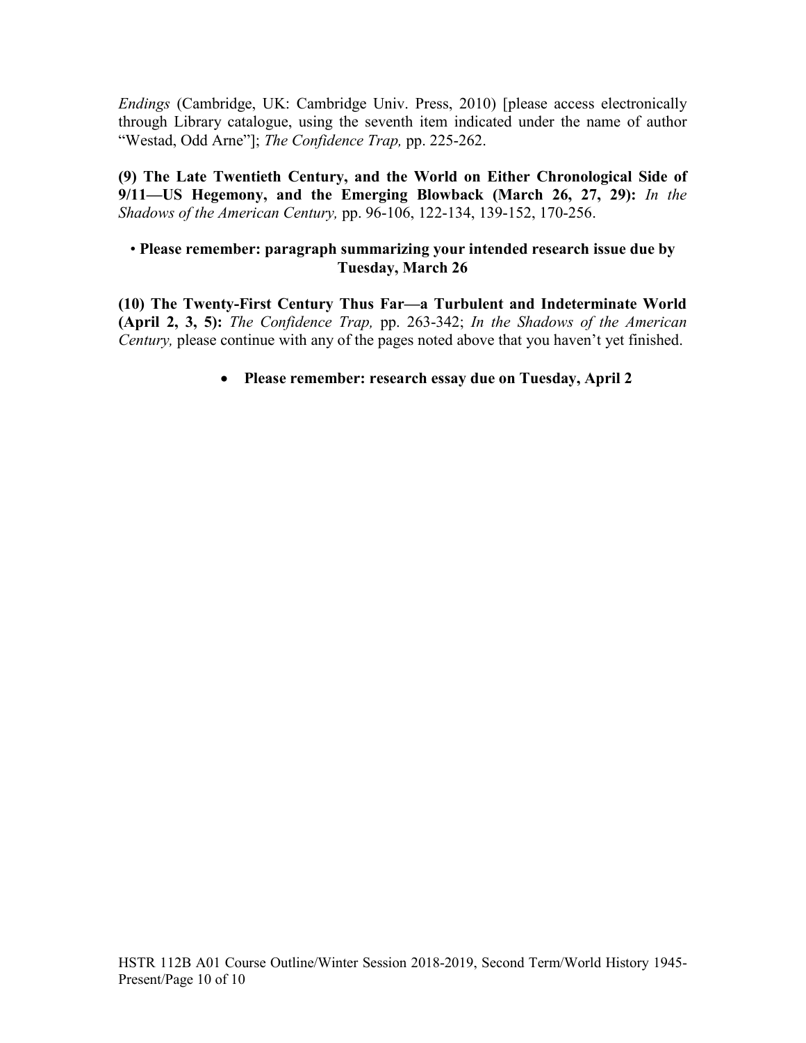*Endings* (Cambridge, UK: Cambridge Univ. Press, 2010) [please access electronically through Library catalogue, using the seventh item indicated under the name of author "Westad, Odd Arne"]; *The Confidence Trap,* pp. 225-262.

**(9) The Late Twentieth Century, and the World on Either Chronological Side of 9/11—US Hegemony, and the Emerging Blowback (March 26, 27, 29):** *In the Shadows of the American Century,* pp. 96-106, 122-134, 139-152, 170-256.

- **Please remember: paragraph summarizing your intended research issue due by Tuesday, March 26**

**(10) The Twenty-First Century Thus Far—a Turbulent and Indeterminate World (April 2, 3, 5):** *The Confidence Trap,* pp. 263-342; *In the Shadows of the American Century,* please continue with any of the pages noted above that you haven't yet finished.

- **Please remember: research essay due on Tuesday, April 2**